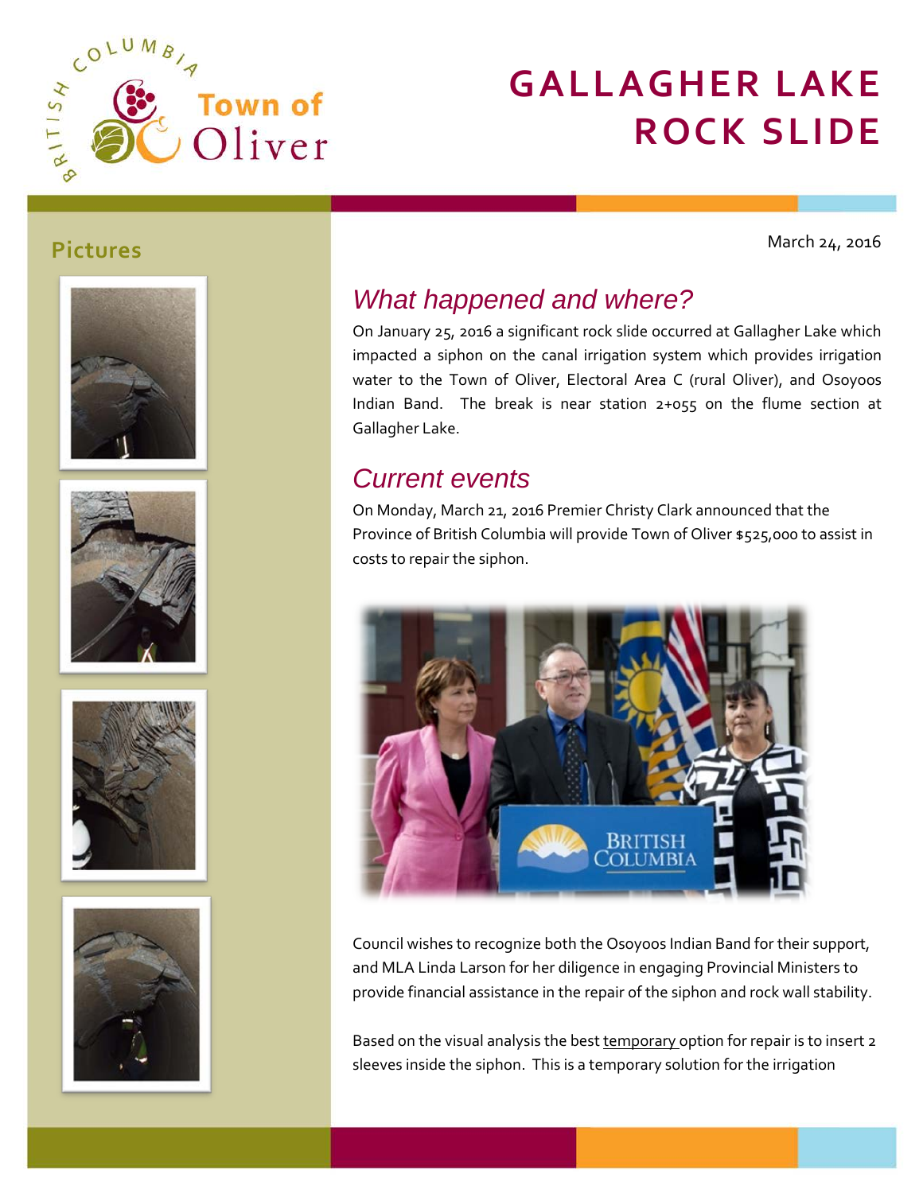# GALLAGHER LAKE ROCK SLIDE

## Pictures

March 24, 2016

## *What happened and where?*

On January 25, 2016 a significant rock slide occurred at Gallagher Lake which impacted a siphon on the canal irrigation system which provides irrigation water to the Town of Oliver, Electoral Area C (rural Oliver), and Osoyoos Indian Band. The break is near station 2+055 on the flume section at Gallagher Lake.

## *Current events*

On Monday, March 21, 2016 Premier Christy Clark announced that the Province of British Columbia will provide Town of Oliver $525,000 to assist in costs to repair the siphon.

Council wishes to recognize both the Osoyoos Indian Band for their support, and MLA Linda Larson for her diligence in engaging Provincial Ministers to provide financial assistance in the repair of the siphon and rock wall stability.

Based on the visual analysis the best temporary option for repair is to insert 2 sleeves inside the siphon. This is a temporary solution for the irrigation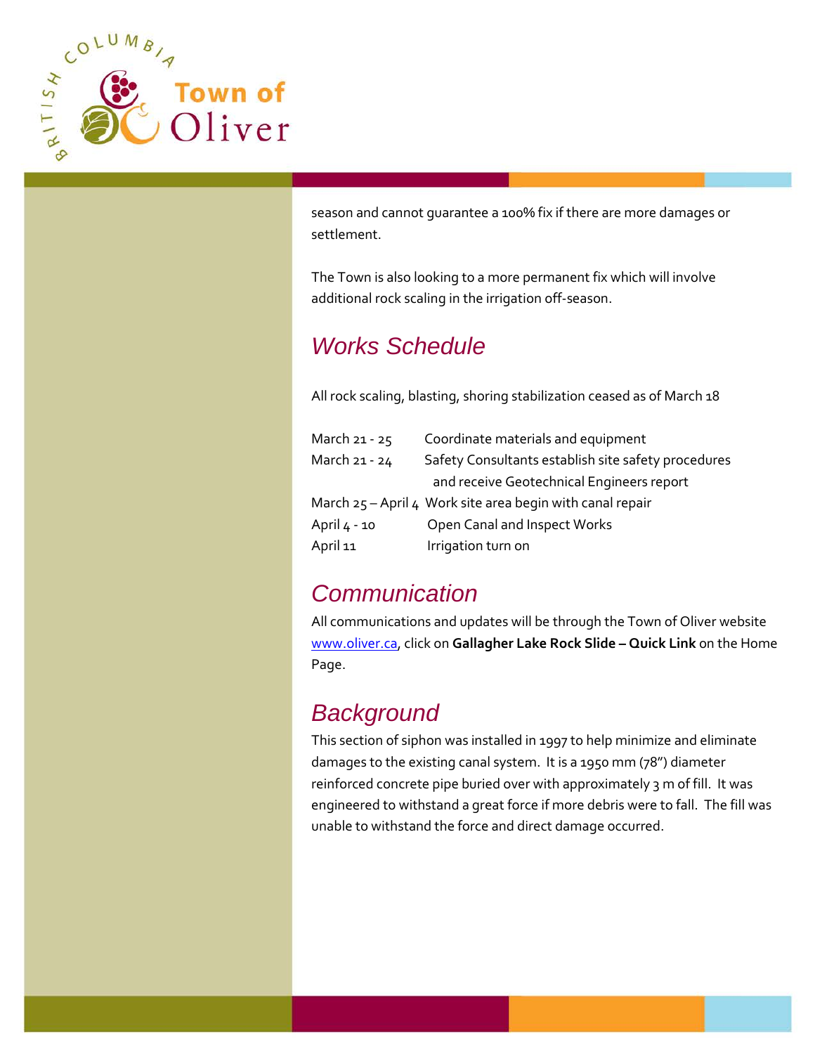season and cannot guarantee a 100% fix if there are more damages or settlement.

The Town is also looking to a more permanent fix which will involve additional rock scaling in the irrigation off-season.

## *Works Schedule*

All rock scaling, blasting, shoring stabilization ceased as of March 18

| | |
|---|---|
| March 21 - 25 | Coordinate materials and equipment |
| March 21 - 24 | Safety Consultants establish site safety procedures and receive Geotechnical Engineers report |
| March 25 – April 4 | Work site area begin with canal repair |
| April 4 - 10 | Open Canal and Inspect Works |
| April 11 | Irrigation turn on |

## *Communication*

All communications and updates will be through the Town of Oliver website www.oliver.ca, click on **Gallagher Lake Rock Slide – Quick Link** on the Home Page.

## *Background*

This section of siphon was installed in 1997 to help minimize and eliminate damages to the existing canal system. It is a 1950 mm (78") diameter reinforced concrete pipe buried over with approximately 3 m of fill. It was engineered to withstand a great force if more debris were to fall. The fill was unable to withstand the force and direct damage occurred.